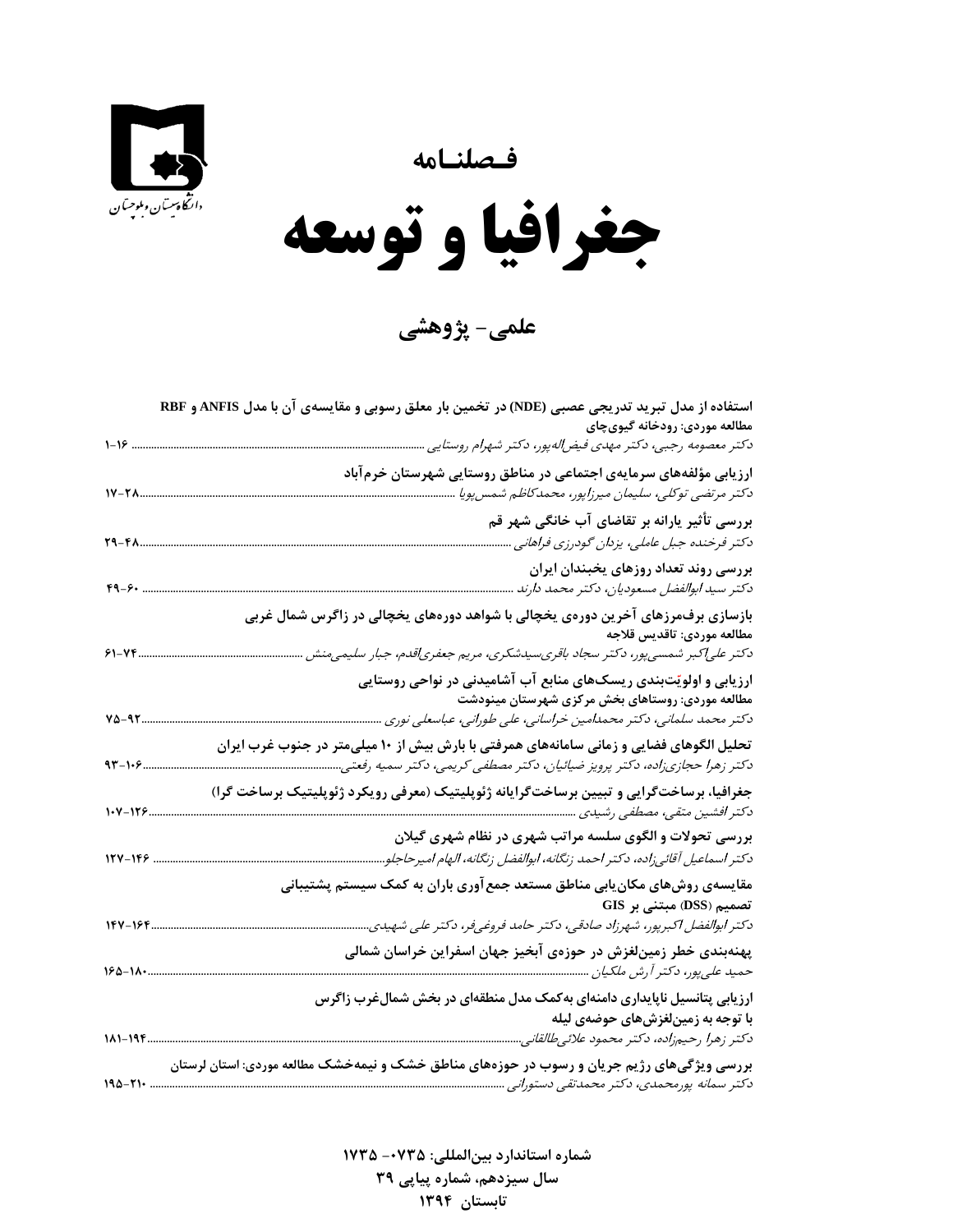دانشگاه سیستان و بلوچستان

# فصلنامه

# جغرافیا و توسعه

## علمی- پژوهشی

**استفاده از مدل تبرید تدریجی عصبی (NDE) در تخمین بار معلق رسوبی و مقایسه‌ی آن با مدل ANFIS و RBF**
**مطالعه موردی: رودخانه گیوی‌چای**
*دکتر معصومه رجبی، دکتر مهدی فیض‌اله‌پور، دکتر شهرام روستایی* ..... ۱-۱۶

**ارزیابی مؤلفه‌های سرمایه‌ی اجتماعی در مناطق روستایی شهرستان خرم‌آباد**
*دکتر مرتضی توکلی، سلیمان میرزاپور، محمدکاظم شمس‌پویا* ..... ۱۷-۲۸

**بررسی تأثیر یارانه بر تقاضای آب خانگی شهر قم**
*دکتر فرخنده جبل عاملی، یزدان گودرزی فراهانی* ..... ۲۹-۴۸

**بررسی روند تعداد روزهای یخبندان ایران**
*دکتر سید ابوالفضل مسعودیان، دکتر محمد دارند* ..... ۴۹-۶۰

**بازسازی برف‌مرزهای آخرین دوره‌ی یخچالی با شواهد دوره‌های یخچالی در زاگرس شمال غربی**
**مطالعه موردی: تاقدیس قلاجه**
*دکتر علی‌اکبر شمسی‌پور، دکتر سجاد باقری‌سیدشکری، مریم جعفری‌اقدم، جبار سلیمی‌منش* ..... ۶۱-۷۴

**ارزیابی و اولویّت‌بندی ریسک‌های منابع آب آشامیدنی در نواحی روستایی**
**مطالعه موردی: روستاهای بخش مرکزی شهرستان مینودشت**
*دکتر محمد سلمانی، دکتر محمدامین خراسانی، علی طورانی، عباسعلی نوری* ..... ۷۵-۹۲

**تحلیل الگوهای فضایی و زمانی سامانه‌های همرفتی با بارش بیش از ۱۰ میلی‌متر در جنوب غرب ایران**
*دکتر زهرا حجازی‌زاده، دکتر پرویز ضیائیان، دکتر مصطفی کریمی، دکتر سمیه رفعتی* ..... ۹۳-۱۰۶

**جغرافیا، برساخت‌گرایی و تبیین برساخت‌گرایانه ژئوپلیتیک (معرفی رویکرد ژئوپلیتیک برساخت گرا)**
*دکتر افشین متقی، مصطفی رشیدی* ..... ۱۰۷-۱۲۶

**بررسی تحولات و الگوی سلسه مراتب شهری در نظام شهری گیلان**
*دکتر اسماعیل آقائی‌زاده، دکتر احمد زنگانه، ابوالفضل زنگانه، الهام امیرحاجلو* ..... ۱۲۷-۱۴۶

**مقایسه‌ی روش‌های مکان‌یابی مناطق مستعد جمع‌آوری باران به کمک سیستم پشتیبانی تصمیم (DSS) مبتنی بر GIS**
*دکتر ابوالفضل اکبرپور، شهرزاد صادقی، دکتر حامد فروغی‌فر، دکتر علی شهیدی* ..... ۱۴۷-۱۶۴

**پهنه‌بندی خطر زمین‌لغزش در حوزه‌ی آبخیز جهان اسفراین خراسان شمالی**
*حمید علی‌پور، دکتر آرش ملکیان* ..... ۱۶۵-۱۸۰

**ارزیابی پتانسیل ناپایداری دامنه‌ای به‌کمک مدل منطقه‌ای در بخش شمال‌غرب زاگرس با توجه به زمین‌لغزش‌های حوضه‌ی لیله**
*دکتر زهرا رحیم‌زاده، دکتر محمود علائی‌طالقانی* ..... ۱۸۱-۱۹۴

**بررسی ویژگی‌های رژیم جریان و رسوب در حوزه‌های مناطق خشک و نیمه‌خشک مطالعه موردی: استان لرستان**
*دکتر سمانه پورمحمدی، دکتر محمدتقی دستورانی* ..... ۱۹۵-۲۱۰

**شماره استاندارد بین‌المللی: ۰۷۳۵- ۱۷۳۵**
**سال سیزدهم، شماره پیاپی ۳۹**
**تابستان ۱۳۹۴**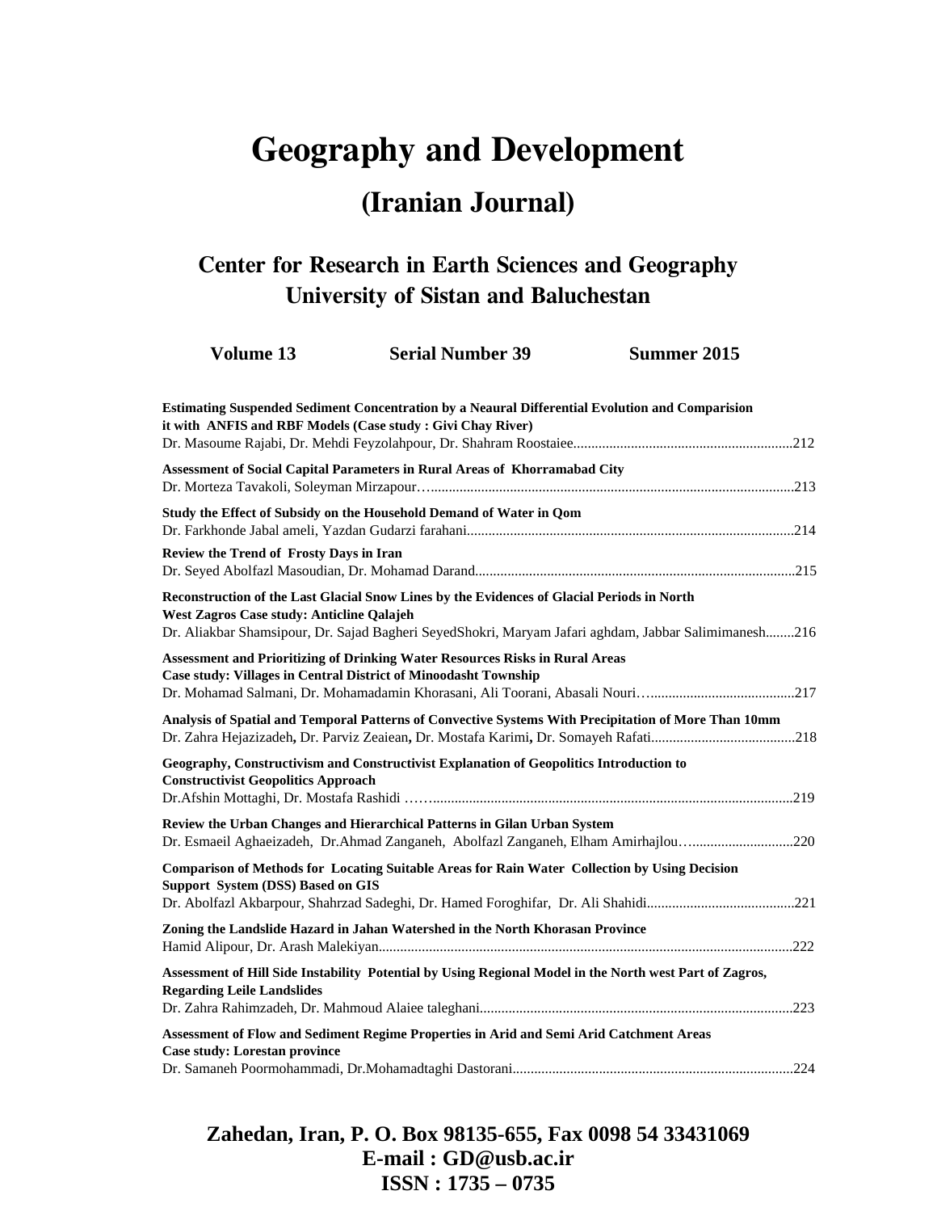# Geography and Development

## (Iranian Journal)

### Center for Research in Earth Sciences and Geography
### University of Sistan and Baluchestan

**Volume 13** **Serial Number 39** **Summer 2015**

**Estimating Suspended Sediment Concentration by a Neaural Differential Evolution and Comparision it with ANFIS and RBF Models (Case study : Givi Chay River)**
Dr. Masoume Rajabi, Dr. Mehdi Feyzolahpour, Dr. Shahram Roostaiee............................................................212

**Assessment of Social Capital Parameters in Rural Areas of Khorramabad City**
Dr. Morteza Tavakoli, Soleyman Mirzapour…....................................................................................................213

**Study the Effect of Subsidy on the Household Demand of Water in Qom**
Dr. Farkhonde Jabal ameli, Yazdan Gudarzi farahani..........................................................................................214

**Review the Trend of Frosty Days in Iran**
Dr. Seyed Abolfazl Masoudian, Dr. Mohamad Darand........................................................................................215

**Reconstruction of the Last Glacial Snow Lines by the Evidences of Glacial Periods in North West Zagros Case study: Anticline Qalajeh**
Dr. Aliakbar Shamsipour, Dr. Sajad Bagheri SeyedShokri, Maryam Jafari aghdam, Jabbar Salimimanesh........216

**Assessment and Prioritizing of Drinking Water Resources Risks in Rural Areas Case study: Villages in Central District of Minoodasht Township**
Dr. Mohamad Salmani, Dr. Mohamadamin Khorasani, Ali Toorani, Abasali Nouri….........................................217

**Analysis of Spatial and Temporal Patterns of Convective Systems With Precipitation of More Than 10mm**
Dr. Zahra Hejazizadeh, Dr. Parviz Zeaiean, Dr. Mostafa Karimi, Dr. Somayeh Rafati........................................218

**Geography, Constructivism and Constructivist Explanation of Geopolitics Introduction to Constructivist Geopolitics Approach**
Dr.Afshin Mottaghi, Dr. Mostafa Rashidi ……....................................................................................................219

**Review the Urban Changes and Hierarchical Patterns in Gilan Urban System**
Dr. Esmaeil Aghaeizadeh, Dr.Ahmad Zanganeh, Abolfazl Zanganeh, Elham Amirhajlou….............................220

**Comparison of Methods for Locating Suitable Areas for Rain Water Collection by Using Decision Support System (DSS) Based on GIS**
Dr. Abolfazl Akbarpour, Shahrzad Sadeghi, Dr. Hamed Foroghifar, Dr. Ali Shahidi.........................................221

**Zoning the Landslide Hazard in Jahan Watershed in the North Khorasan Province**
Hamid Alipour, Dr. Arash Malekiyan..................................................................................................................222

**Assessment of Hill Side Instability Potential by Using Regional Model in the North west Part of Zagros, Regarding Leile Landslides**
Dr. Zahra Rahimzadeh, Dr. Mahmoud Alaiee taleghani......................................................................................223

**Assessment of Flow and Sediment Regime Properties in Arid and Semi Arid Catchment Areas Case study: Lorestan province**
Dr. Samaneh Poormohammadi, Dr.Mohamadtaghi Dastorani.............................................................................224

**Zahedan, Iran, P. O. Box 98135-655, Fax 0098 54 33431069**
**E-mail : GD@usb.ac.ir**
**ISSN : 1735 – 0735**